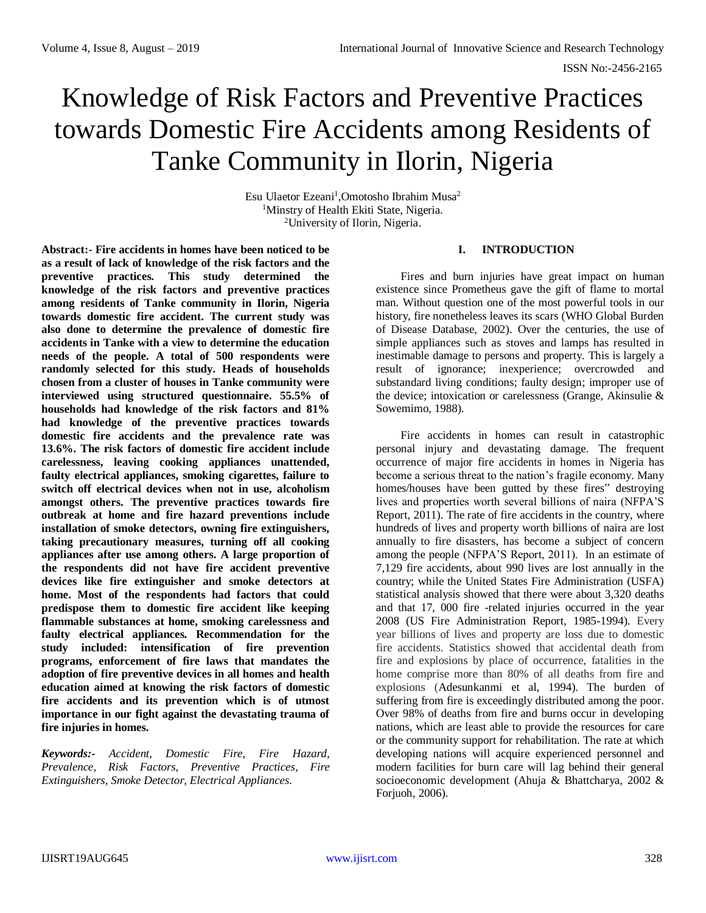# Knowledge of Risk Factors and Preventive Practices towards Domestic Fire Accidents among Residents of Tanke Community in Ilorin, Nigeria

Esu Ulaetor Ezeani[1],Omotosho Ibrahim Musa[2]
[1]Minstry of Health Ekiti State, Nigeria.
[2]University of Ilorin, Nigeria.

**Abstract:- Fire accidents in homes have been noticed to be as a result of lack of knowledge of the risk factors and the preventive practices. This study determined the knowledge of the risk factors and preventive practices among residents of Tanke community in Ilorin, Nigeria towards domestic fire accident. The current study was also done to determine the prevalence of domestic fire accidents in Tanke with a view to determine the education needs of the people. A total of 500 respondents were randomly selected for this study. Heads of households chosen from a cluster of houses in Tanke community were interviewed using structured questionnaire. 55.5% of households had knowledge of the risk factors and 81% had knowledge of the preventive practices towards domestic fire accidents and the prevalence rate was 13.6%. The risk factors of domestic fire accident include carelessness, leaving cooking appliances unattended, faulty electrical appliances, smoking cigarettes, failure to switch off electrical devices when not in use, alcoholism amongst others. The preventive practices towards fire outbreak at home and fire hazard preventions include installation of smoke detectors, owning fire extinguishers, taking precautionary measures, turning off all cooking appliances after use among others. A large proportion of the respondents did not have fire accident preventive devices like fire extinguisher and smoke detectors at home. Most of the respondents had factors that could predispose them to domestic fire accident like keeping flammable substances at home, smoking carelessness and faulty electrical appliances. Recommendation for the study included: intensification of fire prevention programs, enforcement of fire laws that mandates the adoption of fire preventive devices in all homes and health education aimed at knowing the risk factors of domestic fire accidents and its prevention which is of utmost importance in our fight against the devastating trauma of fire injuries in homes.**

***Keywords:-*** *Accident, Domestic Fire, Fire Hazard, Prevalence, Risk Factors, Preventive Practices, Fire Extinguishers, Smoke Detector, Electrical Appliances.*

## I. INTRODUCTION

Fires and burn injuries have great impact on human existence since Prometheus gave the gift of flame to mortal man. Without question one of the most powerful tools in our history, fire nonetheless leaves its scars (WHO Global Burden of Disease Database, 2002). Over the centuries, the use of simple appliances such as stoves and lamps has resulted in inestimable damage to persons and property. This is largely a result of ignorance; inexperience; overcrowded and substandard living conditions; faulty design; improper use of the device; intoxication or carelessness (Grange, Akinsulie & Sowemimo, 1988).

Fire accidents in homes can result in catastrophic personal injury and devastating damage. The frequent occurrence of major fire accidents in homes in Nigeria has become a serious threat to the nation's fragile economy. Many homes/houses have been gutted by these fires" destroying lives and properties worth several billions of naira (NFPA'S Report, 2011). The rate of fire accidents in the country, where hundreds of lives and property worth billions of naira are lost annually to fire disasters, has become a subject of concern among the people (NFPA'S Report, 2011). In an estimate of 7,129 fire accidents, about 990 lives are lost annually in the country; while the United States Fire Administration (USFA) statistical analysis showed that there were about 3,320 deaths and that 17, 000 fire -related injuries occurred in the year 2008 (US Fire Administration Report, 1985-1994). Every year billions of lives and property are loss due to domestic fire accidents. Statistics showed that accidental death from fire and explosions by place of occurrence, fatalities in the home comprise more than 80% of all deaths from fire and explosions (Adesunkanmi et al, 1994). The burden of suffering from fire is exceedingly distributed among the poor. Over 98% of deaths from fire and burns occur in developing nations, which are least able to provide the resources for care or the community support for rehabilitation. The rate at which developing nations will acquire experienced personnel and modern facilities for burn care will lag behind their general socioeconomic development (Ahuja & Bhattcharya, 2002 & Forjuoh, 2006).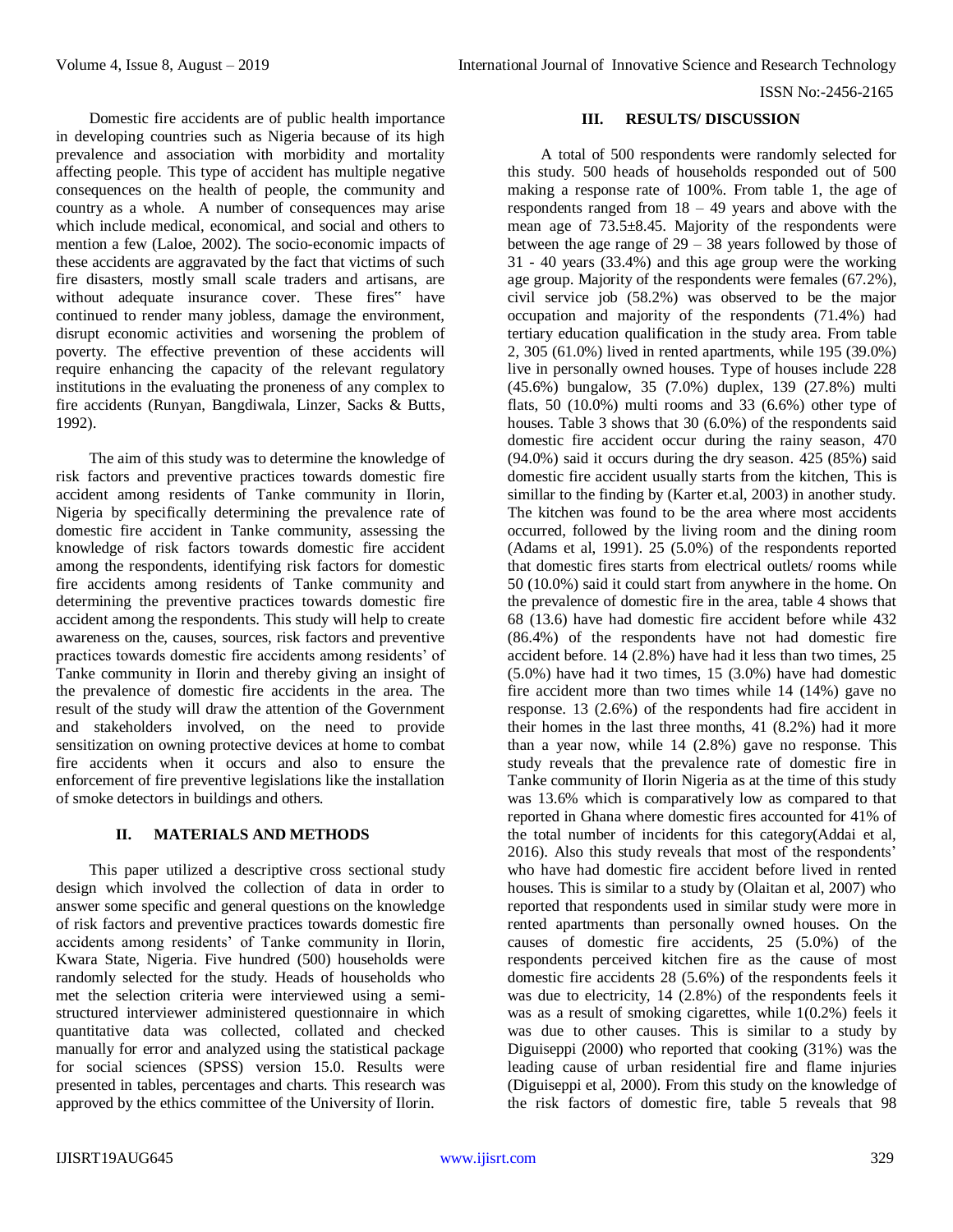Domestic fire accidents are of public health importance in developing countries such as Nigeria because of its high prevalence and association with morbidity and mortality affecting people. This type of accident has multiple negative consequences on the health of people, the community and country as a whole. A number of consequences may arise which include medical, economical, and social and others to mention a few (Laloe, 2002). The socio-economic impacts of these accidents are aggravated by the fact that victims of such fire disasters, mostly small scale traders and artisans, are without adequate insurance cover. These fires" have continued to render many jobless, damage the environment, disrupt economic activities and worsening the problem of poverty. The effective prevention of these accidents will require enhancing the capacity of the relevant regulatory institutions in the evaluating the proneness of any complex to fire accidents (Runyan, Bangdiwala, Linzer, Sacks & Butts, 1992).

The aim of this study was to determine the knowledge of risk factors and preventive practices towards domestic fire accident among residents of Tanke community in Ilorin, Nigeria by specifically determining the prevalence rate of domestic fire accident in Tanke community, assessing the knowledge of risk factors towards domestic fire accident among the respondents, identifying risk factors for domestic fire accidents among residents of Tanke community and determining the preventive practices towards domestic fire accident among the respondents. This study will help to create awareness on the, causes, sources, risk factors and preventive practices towards domestic fire accidents among residents' of Tanke community in Ilorin and thereby giving an insight of the prevalence of domestic fire accidents in the area. The result of the study will draw the attention of the Government and stakeholders involved, on the need to provide sensitization on owning protective devices at home to combat fire accidents when it occurs and also to ensure the enforcement of fire preventive legislations like the installation of smoke detectors in buildings and others.

## II. MATERIALS AND METHODS

This paper utilized a descriptive cross sectional study design which involved the collection of data in order to answer some specific and general questions on the knowledge of risk factors and preventive practices towards domestic fire accidents among residents' of Tanke community in Ilorin, Kwara State, Nigeria. Five hundred (500) households were randomly selected for the study. Heads of households who met the selection criteria were interviewed using a semi-structured interviewer administered questionnaire in which quantitative data was collected, collated and checked manually for error and analyzed using the statistical package for social sciences (SPSS) version 15.0. Results were presented in tables, percentages and charts. This research was approved by the ethics committee of the University of Ilorin.

## III. RESULTS/ DISCUSSION

A total of 500 respondents were randomly selected for this study. 500 heads of households responded out of 500 making a response rate of 100%. From table 1, the age of respondents ranged from 18 – 49 years and above with the mean age of 73.5±8.45. Majority of the respondents were between the age range of 29 – 38 years followed by those of 31 - 40 years (33.4%) and this age group were the working age group. Majority of the respondents were females (67.2%), civil service job (58.2%) was observed to be the major occupation and majority of the respondents (71.4%) had tertiary education qualification in the study area. From table 2, 305 (61.0%) lived in rented apartments, while 195 (39.0%) live in personally owned houses. Type of houses include 228 (45.6%) bungalow, 35 (7.0%) duplex, 139 (27.8%) multi flats, 50 (10.0%) multi rooms and 33 (6.6%) other type of houses. Table 3 shows that 30 (6.0%) of the respondents said domestic fire accident occur during the rainy season, 470 (94.0%) said it occurs during the dry season. 425 (85%) said domestic fire accident usually starts from the kitchen, This is simillar to the finding by (Karter et.al, 2003) in another study. The kitchen was found to be the area where most accidents occurred, followed by the living room and the dining room (Adams et al, 1991). 25 (5.0%) of the respondents reported that domestic fires starts from electrical outlets/ rooms while 50 (10.0%) said it could start from anywhere in the home. On the prevalence of domestic fire in the area, table 4 shows that 68 (13.6) have had domestic fire accident before while 432 (86.4%) of the respondents have not had domestic fire accident before. 14 (2.8%) have had it less than two times, 25 (5.0%) have had it two times, 15 (3.0%) have had domestic fire accident more than two times while 14 (14%) gave no response. 13 (2.6%) of the respondents had fire accident in their homes in the last three months, 41 (8.2%) had it more than a year now, while 14 (2.8%) gave no response. This study reveals that the prevalence rate of domestic fire in Tanke community of Ilorin Nigeria as at the time of this study was 13.6% which is comparatively low as compared to that reported in Ghana where domestic fires accounted for 41% of the total number of incidents for this category(Addai et al, 2016). Also this study reveals that most of the respondents' who have had domestic fire accident before lived in rented houses. This is similar to a study by (Olaitan et al, 2007) who reported that respondents used in similar study were more in rented apartments than personally owned houses. On the causes of domestic fire accidents, 25 (5.0%) of the respondents perceived kitchen fire as the cause of most domestic fire accidents 28 (5.6%) of the respondents feels it was due to electricity, 14 (2.8%) of the respondents feels it was as a result of smoking cigarettes, while 1(0.2%) feels it was due to other causes. This is similar to a study by Diguiseppi (2000) who reported that cooking (31%) was the leading cause of urban residential fire and flame injuries (Diguiseppi et al, 2000). From this study on the knowledge of the risk factors of domestic fire, table 5 reveals that 98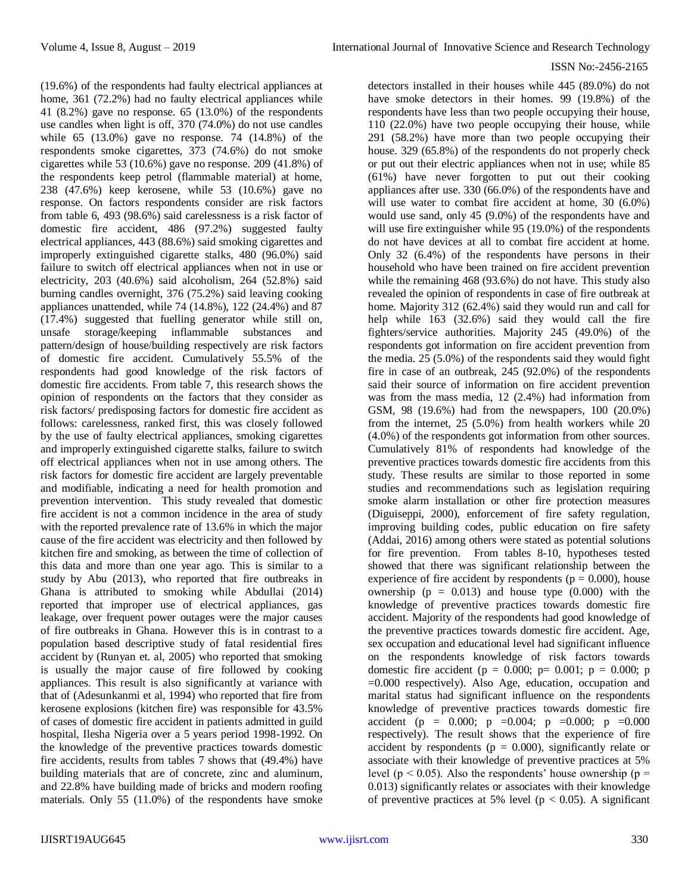(19.6%) of the respondents had faulty electrical appliances at home, 361 (72.2%) had no faulty electrical appliances while 41 (8.2%) gave no response. 65 (13.0%) of the respondents use candles when light is off, 370 (74.0%) do not use candles while 65 (13.0%) gave no response. 74 (14.8%) of the respondents smoke cigarettes, 373 (74.6%) do not smoke cigarettes while 53 (10.6%) gave no response. 209 (41.8%) of the respondents keep petrol (flammable material) at home, 238 (47.6%) keep kerosene, while 53 (10.6%) gave no response. On factors respondents consider are risk factors from table 6, 493 (98.6%) said carelessness is a risk factor of domestic fire accident, 486 (97.2%) suggested faulty electrical appliances, 443 (88.6%) said smoking cigarettes and improperly extinguished cigarette stalks, 480 (96.0%) said failure to switch off electrical appliances when not in use or electricity, 203 (40.6%) said alcoholism, 264 (52.8%) said burning candles overnight, 376 (75.2%) said leaving cooking appliances unattended, while 74 (14.8%), 122 (24.4%) and 87 (17.4%) suggested that fuelling generator while still on, unsafe storage/keeping inflammable substances and pattern/design of house/building respectively are risk factors of domestic fire accident. Cumulatively 55.5% of the respondents had good knowledge of the risk factors of domestic fire accidents. From table 7, this research shows the opinion of respondents on the factors that they consider as risk factors/ predisposing factors for domestic fire accident as follows: carelessness, ranked first, this was closely followed by the use of faulty electrical appliances, smoking cigarettes and improperly extinguished cigarette stalks, failure to switch off electrical appliances when not in use among others. The risk factors for domestic fire accident are largely preventable and modifiable, indicating a need for health promotion and prevention intervention. This study revealed that domestic fire accident is not a common incidence in the area of study with the reported prevalence rate of 13.6% in which the major cause of the fire accident was electricity and then followed by kitchen fire and smoking, as between the time of collection of this data and more than one year ago. This is similar to a study by Abu (2013), who reported that fire outbreaks in Ghana is attributed to smoking while Abdullai (2014) reported that improper use of electrical appliances, gas leakage, over frequent power outages were the major causes of fire outbreaks in Ghana. However this is in contrast to a population based descriptive study of fatal residential fires accident by (Runyan et. al, 2005) who reported that smoking is usually the major cause of fire followed by cooking appliances. This result is also significantly at variance with that of (Adesunkanmi et al, 1994) who reported that fire from kerosene explosions (kitchen fire) was responsible for 43.5% of cases of domestic fire accident in patients admitted in guild hospital, Ilesha Nigeria over a 5 years period 1998-1992. On the knowledge of the preventive practices towards domestic fire accidents, results from tables 7 shows that (49.4%) have building materials that are of concrete, zinc and aluminum, and 22.8% have building made of bricks and modern roofing materials. Only 55 (11.0%) of the respondents have smoke detectors installed in their houses while 445 (89.0%) do not have smoke detectors in their homes. 99 (19.8%) of the respondents have less than two people occupying their house, 110 (22.0%) have two people occupying their house, while 291 (58.2%) have more than two people occupying their house. 329 (65.8%) of the respondents do not properly check or put out their electric appliances when not in use; while 85 (61%) have never forgotten to put out their cooking appliances after use. 330 (66.0%) of the respondents have and will use water to combat fire accident at home, 30 (6.0%) would use sand, only 45 (9.0%) of the respondents have and will use fire extinguisher while 95 (19.0%) of the respondents do not have devices at all to combat fire accident at home. Only 32 (6.4%) of the respondents have persons in their household who have been trained on fire accident prevention while the remaining 468 (93.6%) do not have. This study also revealed the opinion of respondents in case of fire outbreak at home. Majority 312 (62.4%) said they would run and call for help while 163 (32.6%) said they would call the fire fighters/service authorities. Majority 245 (49.0%) of the respondents got information on fire accident prevention from the media. 25 (5.0%) of the respondents said they would fight fire in case of an outbreak, 245 (92.0%) of the respondents said their source of information on fire accident prevention was from the mass media, 12 (2.4%) had information from GSM, 98 (19.6%) had from the newspapers, 100 (20.0%) from the internet, 25 (5.0%) from health workers while 20 (4.0%) of the respondents got information from other sources. Cumulatively 81% of respondents had knowledge of the preventive practices towards domestic fire accidents from this study. These results are similar to those reported in some studies and recommendations such as legislation requiring smoke alarm installation or other fire protection measures (Diguiseppi, 2000), enforcement of fire safety regulation, improving building codes, public education on fire safety (Addai, 2016) among others were stated as potential solutions for fire prevention. From tables 8-10, hypotheses tested showed that there was significant relationship between the experience of fire accident by respondents ($p = 0.000$), house ownership ($p = 0.013$) and house type (0.000) with the knowledge of preventive practices towards domestic fire accident. Majority of the respondents had good knowledge of the preventive practices towards domestic fire accident. Age, sex occupation and educational level had significant influence on the respondents knowledge of risk factors towards domestic fire accident ($p = 0.000$; $p = 0.001$; $p = 0.000$; $p = 0.000$ respectively). Also Age, education, occupation and marital status had significant influence on the respondents knowledge of preventive practices towards domestic fire accident ($p = 0.000$; $p = 0.004$; $p = 0.000$; $p = 0.000$ respectively). The result shows that the experience of fire accident by respondents ($p = 0.000$), significantly relate or associate with their knowledge of preventive practices at 5% level ($p < 0.05$). Also the respondents' house ownership ($p = 0.013$) significantly relates or associates with their knowledge of preventive practices at 5% level ($p < 0.05$). A significant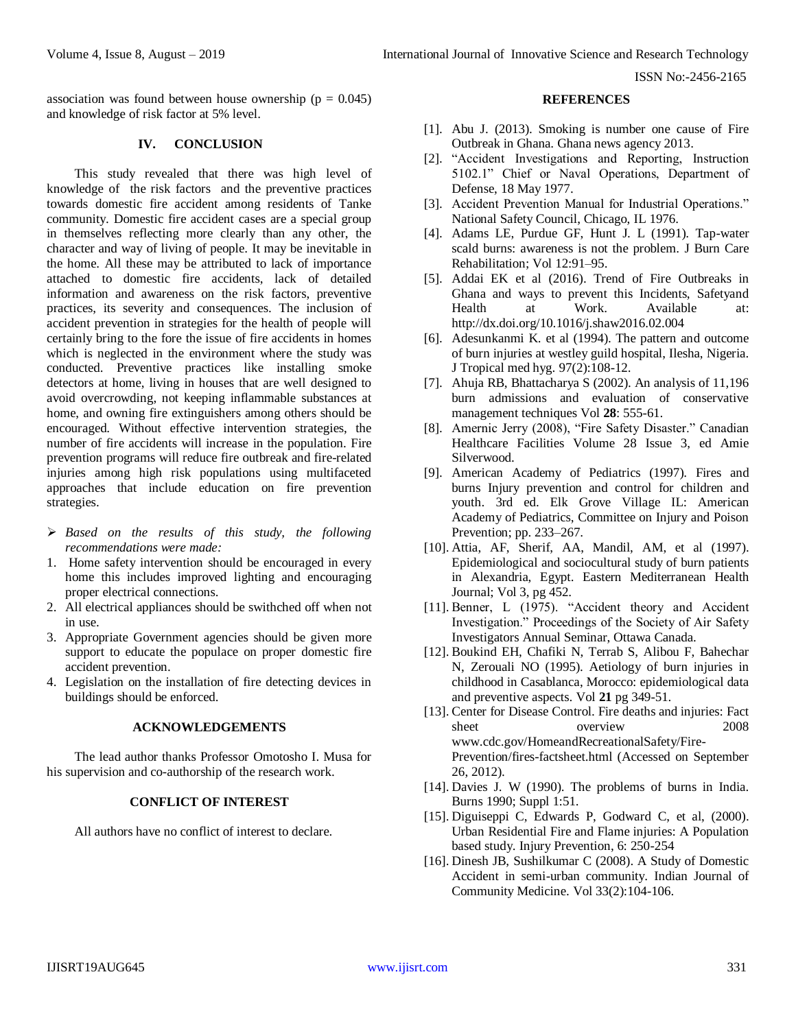association was found between house ownership ($p = 0.045$) and knowledge of risk factor at 5% level.

## IV. CONCLUSION

This study revealed that there was high level of knowledge of the risk factors and the preventive practices towards domestic fire accident among residents of Tanke community. Domestic fire accident cases are a special group in themselves reflecting more clearly than any other, the character and way of living of people. It may be inevitable in the home. All these may be attributed to lack of importance attached to domestic fire accidents, lack of detailed information and awareness on the risk factors, preventive practices, its severity and consequences. The inclusion of accident prevention in strategies for the health of people will certainly bring to the fore the issue of fire accidents in homes which is neglected in the environment where the study was conducted. Preventive practices like installing smoke detectors at home, living in houses that are well designed to avoid overcrowding, not keeping inflammable substances at home, and owning fire extinguishers among others should be encouraged. Without effective intervention strategies, the number of fire accidents will increase in the population. Fire prevention programs will reduce fire outbreak and fire-related injuries among high risk populations using multifaceted approaches that include education on fire prevention strategies.

- *Based on the results of this study, the following recommendations were made:*

1. Home safety intervention should be encouraged in every home this includes improved lighting and encouraging proper electrical connections.
2. All electrical appliances should be swithched off when not in use.
3. Appropriate Government agencies should be given more support to educate the populace on proper domestic fire accident prevention.
4. Legislation on the installation of fire detecting devices in buildings should be enforced.

## ACKNOWLEDGEMENTS

The lead author thanks Professor Omotosho I. Musa for his supervision and co-authorship of the research work.

## CONFLICT OF INTEREST

All authors have no conflict of interest to declare.

## REFERENCES

[1]. Abu J. (2013). Smoking is number one cause of Fire Outbreak in Ghana. Ghana news agency 2013.

[2]. "Accident Investigations and Reporting, Instruction 5102.1" Chief or Naval Operations, Department of Defense, 18 May 1977.

[3]. Accident Prevention Manual for Industrial Operations." National Safety Council, Chicago, IL 1976.

[4]. Adams LE, Purdue GF, Hunt J. L (1991). Tap-water scald burns: awareness is not the problem. J Burn Care Rehabilitation; Vol 12:91–95.

[5]. Addai EK et al (2016). Trend of Fire Outbreaks in Ghana and ways to prevent this Incidents, Safetyand Health at Work. Available at: http://dx.doi.org/10.1016/j.shaw2016.02.004

[6]. Adesunkanmi K. et al (1994). The pattern and outcome of burn injuries at westley guild hospital, Ilesha, Nigeria. J Tropical med hyg. 97(2):108-12.

[7]. Ahuja RB, Bhattacharya S (2002). An analysis of 11,196 burn admissions and evaluation of conservative management techniques Vol **28**: 555-61.

[8]. Amernic Jerry (2008), "Fire Safety Disaster." Canadian Healthcare Facilities Volume 28 Issue 3, ed Amie Silverwood.

[9]. American Academy of Pediatrics (1997). Fires and burns Injury prevention and control for children and youth. 3rd ed. Elk Grove Village IL: American Academy of Pediatrics, Committee on Injury and Poison Prevention; pp. 233–267.

[10]. Attia, AF, Sherif, AA, Mandil, AM, et al (1997). Epidemiological and sociocultural study of burn patients in Alexandria, Egypt. Eastern Mediterranean Health Journal; Vol 3, pg 452.

[11]. Benner, L (1975). "Accident theory and Accident Investigation." Proceedings of the Society of Air Safety Investigators Annual Seminar, Ottawa Canada.

[12]. Boukind EH, Chafiki N, Terrab S, Alibou F, Bahechar N, Zerouali NO (1995). Aetiology of burn injuries in childhood in Casablanca, Morocco: epidemiological data and preventive aspects. Vol **21** pg 349-51.

[13]. Center for Disease Control. Fire deaths and injuries: Fact sheet overview 2008 www.cdc.gov/HomeandRecreationalSafety/Fire-Prevention/fires-factsheet.html (Accessed on September 26, 2012).

[14]. Davies J. W (1990). The problems of burns in India. Burns 1990; Suppl 1:51.

[15]. Diguiseppi C, Edwards P, Godward C, et al, (2000). Urban Residential Fire and Flame injuries: A Population based study. Injury Prevention, 6: 250-254

[16]. Dinesh JB, Sushilkumar C (2008). A Study of Domestic Accident in semi-urban community. Indian Journal of Community Medicine. Vol 33(2):104-106.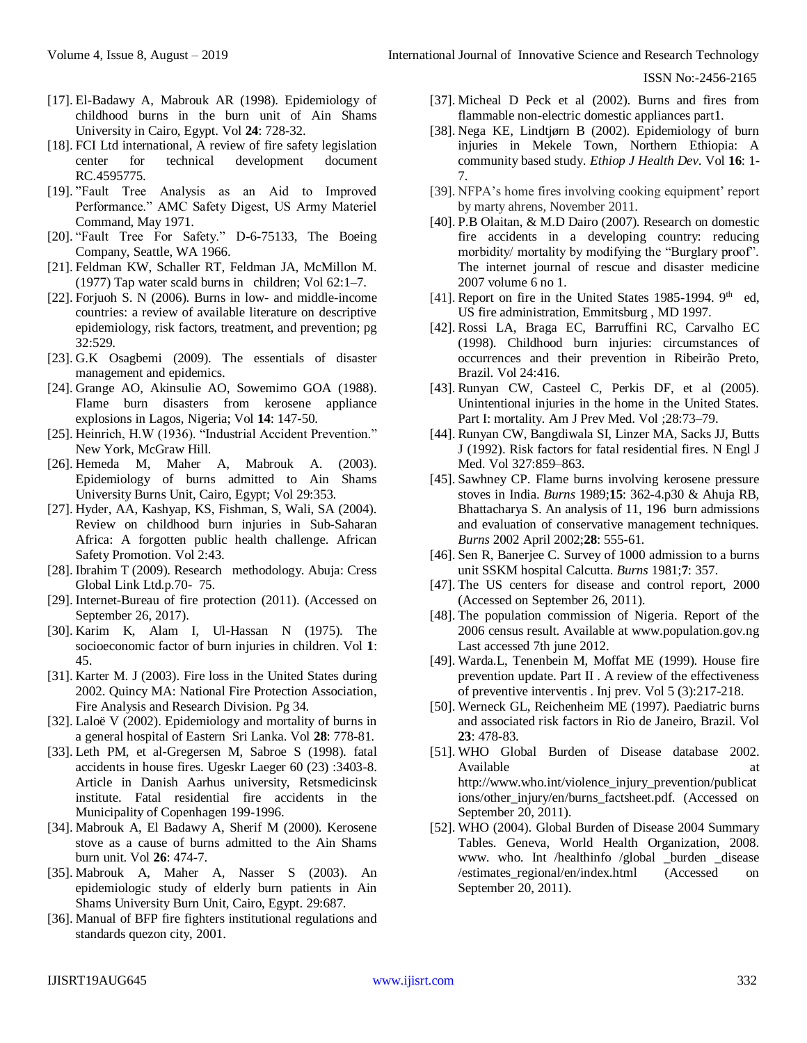[17]. El-Badawy A, Mabrouk AR (1998). Epidemiology of childhood burns in the burn unit of Ain Shams University in Cairo, Egypt. Vol **24**: 728-32.

[18]. FCI Ltd international, A review of fire safety legislation center for technical development document RC.4595775.

[19]. "Fault Tree Analysis as an Aid to Improved Performance." AMC Safety Digest, US Army Materiel Command, May 1971.

[20]. "Fault Tree For Safety." D-6-75133, The Boeing Company, Seattle, WA 1966.

[21]. Feldman KW, Schaller RT, Feldman JA, McMillon M. (1977) Tap water scald burns in children; Vol 62:1–7.

[22]. Forjuoh S. N (2006). Burns in low- and middle-income countries: a review of available literature on descriptive epidemiology, risk factors, treatment, and prevention; pg 32:529.

[23]. G.K Osagbemi (2009). The essentials of disaster management and epidemics.

[24]. Grange AO, Akinsulie AO, Sowemimo GOA (1988). Flame burn disasters from kerosene appliance explosions in Lagos, Nigeria; Vol **14**: 147-50.

[25]. Heinrich, H.W (1936). "Industrial Accident Prevention." New York, McGraw Hill.

[26]. Hemeda M, Maher A, Mabrouk A. (2003). Epidemiology of burns admitted to Ain Shams University Burns Unit, Cairo, Egypt; Vol 29:353.

[27]. Hyder, AA, Kashyap, KS, Fishman, S, Wali, SA (2004). Review on childhood burn injuries in Sub-Saharan Africa: A forgotten public health challenge. African Safety Promotion. Vol 2:43.

[28]. Ibrahim T (2009). Research methodology. Abuja: Cress Global Link Ltd.p.70- 75.

[29]. Internet-Bureau of fire protection (2011). (Accessed on September 26, 2017).

[30]. Karim K, Alam I, Ul-Hassan N (1975). The socioeconomic factor of burn injuries in children. Vol **1**: 45.

[31]. Karter M. J (2003). Fire loss in the United States during 2002. Quincy MA: National Fire Protection Association, Fire Analysis and Research Division. Pg 34.

[32]. Laloë V (2002). Epidemiology and mortality of burns in a general hospital of Eastern Sri Lanka. Vol **28**: 778-81.

[33]. Leth PM, et al-Gregersen M, Sabroe S (1998). fatal accidents in house fires. Ugeskr Laeger 60 (23) :3403-8. Article in Danish Aarhus university, Retsmedicinsk institute. Fatal residential fire accidents in the Municipality of Copenhagen 199-1996.

[34]. Mabrouk A, El Badawy A, Sherif M (2000). Kerosene stove as a cause of burns admitted to the Ain Shams burn unit. Vol **26**: 474-7.

[35]. Mabrouk A, Maher A, Nasser S (2003). An epidemiologic study of elderly burn patients in Ain Shams University Burn Unit, Cairo, Egypt. 29:687.

[36]. Manual of BFP fire fighters institutional regulations and standards quezon city, 2001.

[37]. Micheal D Peck et al (2002). Burns and fires from flammable non-electric domestic appliances part1.

[38]. Nega KE, Lindtjørn B (2002). Epidemiology of burn injuries in Mekele Town, Northern Ethiopia: A community based study. *Ethiop J Health Dev*. Vol **16**: 1-7.

[39]. NFPA's home fires involving cooking equipment' report by marty ahrens, November 2011.

[40]. P.B Olaitan, & M.D Dairo (2007). Research on domestic fire accidents in a developing country: reducing morbidity/ mortality by modifying the "Burglary proof". The internet journal of rescue and disaster medicine 2007 volume 6 no 1.

[41]. Report on fire in the United States 1985-1994. 9th ed, US fire administration, Emmitsburg , MD 1997.

[42]. Rossi LA, Braga EC, Barruffini RC, Carvalho EC (1998). Childhood burn injuries: circumstances of occurrences and their prevention in Ribeirão Preto, Brazil. Vol 24:416.

[43]. Runyan CW, Casteel C, Perkis DF, et al (2005). Unintentional injuries in the home in the United States. Part I: mortality. Am J Prev Med. Vol ;28:73–79.

[44]. Runyan CW, Bangdiwala SI, Linzer MA, Sacks JJ, Butts J (1992). Risk factors for fatal residential fires. N Engl J Med. Vol 327:859–863.

[45]. Sawhney CP. Flame burns involving kerosene pressure stoves in India. *Burns* 1989;**15**: 362-4.p30 & Ahuja RB, Bhattacharya S. An analysis of 11, 196 burn admissions and evaluation of conservative management techniques. *Burns* 2002 April 2002;**28**: 555-61.

[46]. Sen R, Banerjee C. Survey of 1000 admission to a burns unit SSKM hospital Calcutta. *Burns* 1981;**7**: 357.

[47]. The US centers for disease and control report, 2000 (Accessed on September 26, 2011).

[48]. The population commission of Nigeria. Report of the 2006 census result. Available at www.population.gov.ng Last accessed 7th june 2012.

[49]. Warda.L, Tenenbein M, Moffat ME (1999). House fire prevention update. Part II . A review of the effectiveness of preventive interventis . Inj prev. Vol 5 (3):217-218.

[50]. Werneck GL, Reichenheim ME (1997). Paediatric burns and associated risk factors in Rio de Janeiro, Brazil. Vol **23**: 478-83.

[51]. WHO Global Burden of Disease database 2002. Available at http://www.who.int/violence_injury_prevention/publications/other_injury/en/burns_factsheet.pdf. (Accessed on September 20, 2011).

[52]. WHO (2004). Global Burden of Disease 2004 Summary Tables. Geneva, World Health Organization, 2008. www. who. Int /healthinfo /global _burden _disease /estimates_regional/en/index.html (Accessed on September 20, 2011).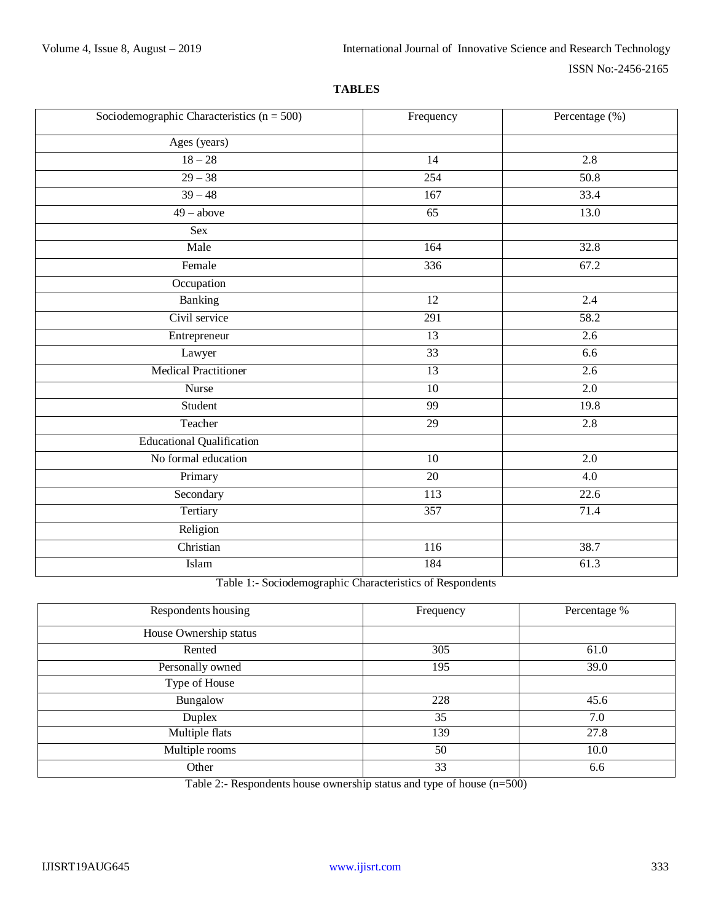**TABLES**

| Sociodemographic Characteristics (n = 500) | Frequency | Percentage (%) |
|---|---|---|
| Ages (years) | | |
| 18 – 28 | 14 | 2.8 |
| 29 – 38 | 254 | 50.8 |
| 39 – 48 | 167 | 33.4 |
| 49 – above | 65 | 13.0 |
| Sex | | |
| Male | 164 | 32.8 |
| Female | 336 | 67.2 |
| Occupation | | |
| Banking | 12 | 2.4 |
| Civil service | 291 | 58.2 |
| Entrepreneur | 13 | 2.6 |
| Lawyer | 33 | 6.6 |
| Medical Practitioner | 13 | 2.6 |
| Nurse | 10 | 2.0 |
| Student | 99 | 19.8 |
| Teacher | 29 | 2.8 |
| Educational Qualification | | |
| No formal education | 10 | 2.0 |
| Primary | 20 | 4.0 |
| Secondary | 113 | 22.6 |
| Tertiary | 357 | 71.4 |
| Religion | | |
| Christian | 116 | 38.7 |
| Islam | 184 | 61.3 |

Table 1:- Sociodemographic Characteristics of Respondents

| Respondents housing | Frequency | Percentage % |
|---|---|---|
| House Ownership status | | |
| Rented | 305 | 61.0 |
| Personally owned | 195 | 39.0 |
| Type of House | | |
| Bungalow | 228 | 45.6 |
| Duplex | 35 | 7.0 |
| Multiple flats | 139 | 27.8 |
| Multiple rooms | 50 | 10.0 |
| Other | 33 | 6.6 |

Table 2:- Respondents house ownership status and type of house (n=500)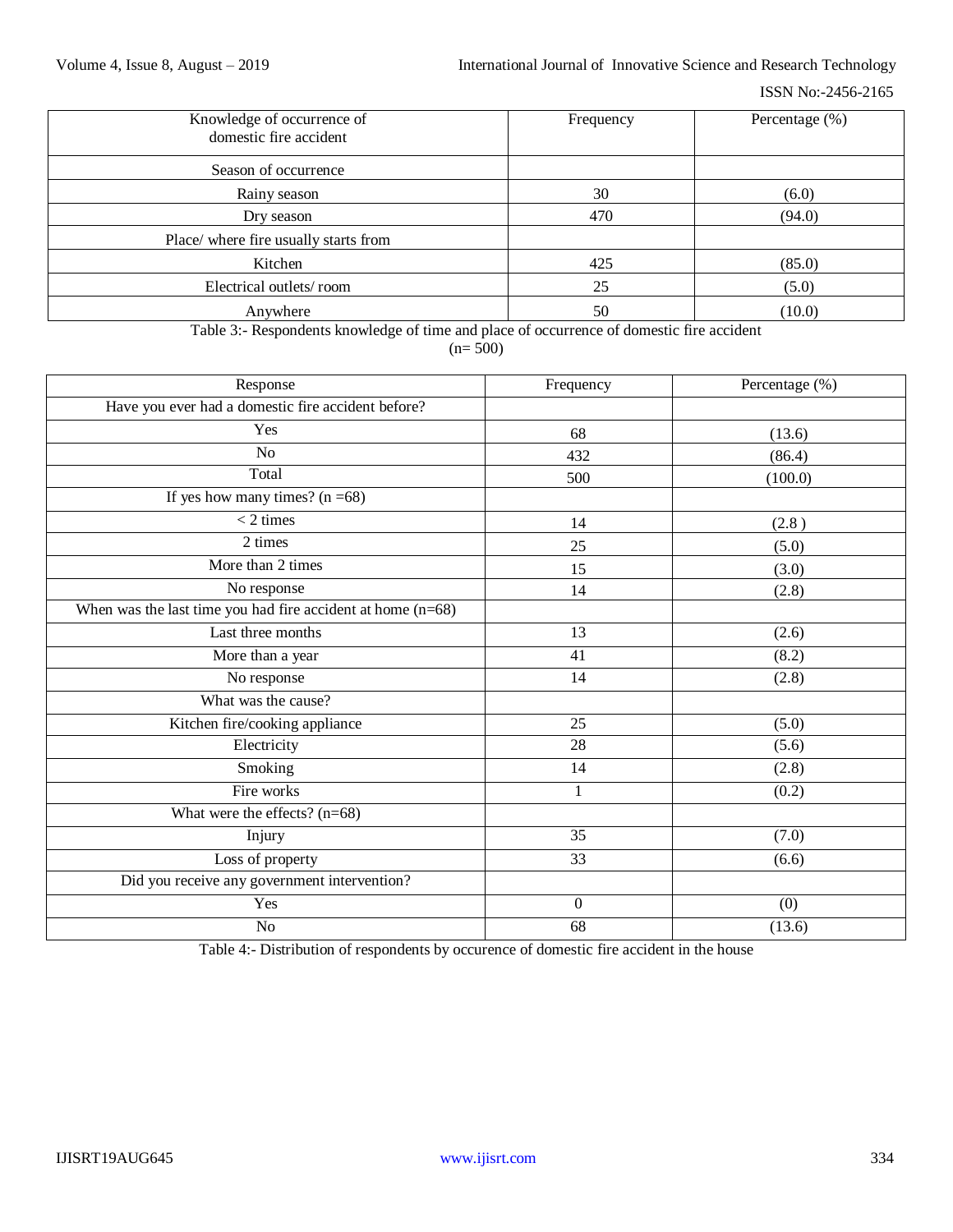| Knowledge of occurrence of domestic fire accident | Frequency | Percentage (%) |
|---|---|---|
| Season of occurrence | | |
| Rainy season | 30 | (6.0) |
| Dry season | 470 | (94.0) |
| Place/ where fire usually starts from | | |
| Kitchen | 425 | (85.0) |
| Electrical outlets/ room | 25 | (5.0) |
| Anywhere | 50 | (10.0) |

Table 3:- Respondents knowledge of time and place of occurrence of domestic fire accident (n= 500)

| Response | Frequency | Percentage (%) |
|---|---|---|
| Have you ever had a domestic fire accident before? | | |
| Yes | 68 | (13.6) |
| No | 432 | (86.4) |
| Total | 500 | (100.0) |
| If yes how many times? (n =68) | | |
| < 2 times | 14 | (2.8 ) |
| 2 times | 25 | (5.0) |
| More than 2 times | 15 | (3.0) |
| No response | 14 | (2.8) |
| When was the last time you had fire accident at home (n=68) | | |
| Last three months | 13 | (2.6) |
| More than a year | 41 | (8.2) |
| No response | 14 | (2.8) |
| What was the cause? | | |
| Kitchen fire/cooking appliance | 25 | (5.0) |
| Electricity | 28 | (5.6) |
| Smoking | 14 | (2.8) |
| Fire works | 1 | (0.2) |
| What were the effects? (n=68) | | |
| Injury | 35 | (7.0) |
| Loss of property | 33 | (6.6) |
| Did you receive any government intervention? | | |
| Yes | 0 | (0) |
| No | 68 | (13.6) |

Table 4:- Distribution of respondents by occurence of domestic fire accident in the house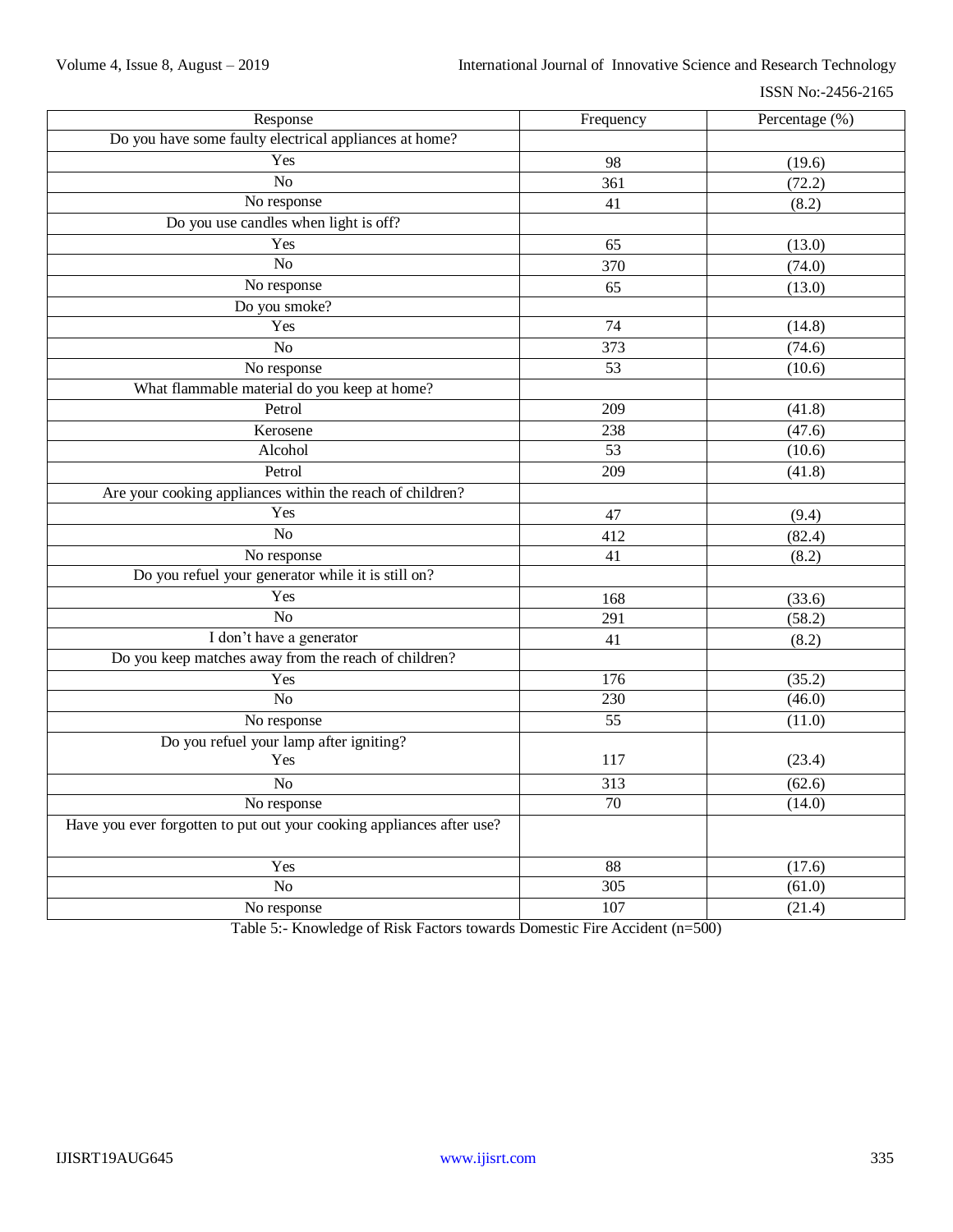| Response | Frequency | Percentage (%) |
|---|---|---|
| Do you have some faulty electrical appliances at home? | | |
| Yes | 98 | (19.6) |
| No | 361 | (72.2) |
| No response | 41 | (8.2) |
| Do you use candles when light is off? | | |
| Yes | 65 | (13.0) |
| No | 370 | (74.0) |
| No response | 65 | (13.0) |
| Do you smoke? | | |
| Yes | 74 | (14.8) |
| No | 373 | (74.6) |
| No response | 53 | (10.6) |
| What flammable material do you keep at home? | | |
| Petrol | 209 | (41.8) |
| Kerosene | 238 | (47.6) |
| Alcohol | 53 | (10.6) |
| Petrol | 209 | (41.8) |
| Are your cooking appliances within the reach of children? | | |
| Yes | 47 | (9.4) |
| No | 412 | (82.4) |
| No response | 41 | (8.2) |
| Do you refuel your generator while it is still on? | | |
| Yes | 168 | (33.6) |
| No | 291 | (58.2) |
| I don't have a generator | 41 | (8.2) |
| Do you keep matches away from the reach of children? | | |
| Yes | 176 | (35.2) |
| No | 230 | (46.0) |
| No response | 55 | (11.0) |
| Do you refuel your lamp after igniting? Yes | 117 | (23.4) |
| No | 313 | (62.6) |
| No response | 70 | (14.0) |
| Have you ever forgotten to put out your cooking appliances after use? | | |
| Yes | 88 | (17.6) |
| No | 305 | (61.0) |
| No response | 107 | (21.4) |

Table 5:- Knowledge of Risk Factors towards Domestic Fire Accident (n=500)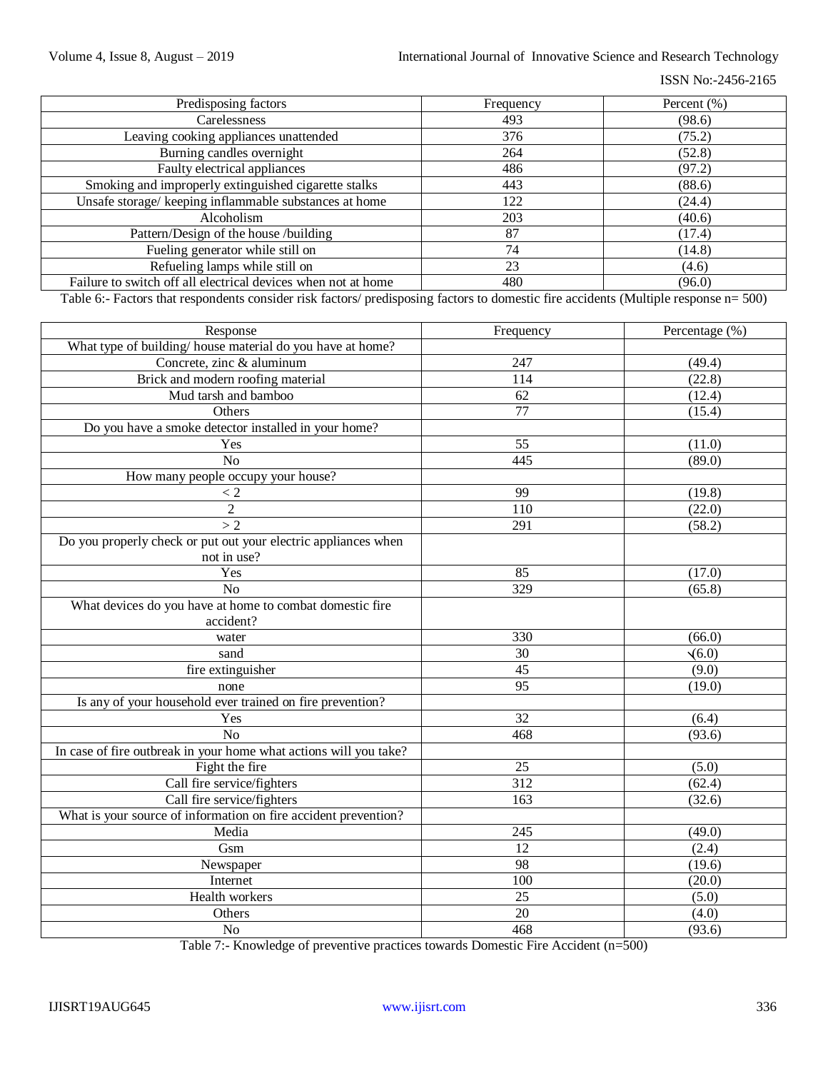| Predisposing factors | Frequency | Percent (%) |
|---|---|---|
| Carelessness | 493 | (98.6) |
| Leaving cooking appliances unattended | 376 | (75.2) |
| Burning candles overnight | 264 | (52.8) |
| Faulty electrical appliances | 486 | (97.2) |
| Smoking and improperly extinguished cigarette stalks | 443 | (88.6) |
| Unsafe storage/ keeping inflammable substances at home | 122 | (24.4) |
| Alcoholism | 203 | (40.6) |
| Pattern/Design of the house /building | 87 | (17.4) |
| Fueling generator while still on | 74 | (14.8) |
| Refueling lamps while still on | 23 | (4.6) |
| Failure to switch off all electrical devices when not at home | 480 | (96.0) |

Table 6:- Factors that respondents consider risk factors/ predisposing factors to domestic fire accidents (Multiple response n= 500)

| Response | Frequency | Percentage (%) |
|---|---|---|
| What type of building/ house material do you have at home? | | |
| Concrete, zinc & aluminum | 247 | (49.4) |
| Brick and modern roofing material | 114 | (22.8) |
| Mud tarsh and bamboo | 62 | (12.4) |
| Others | 77 | (15.4) |
| Do you have a smoke detector installed in your home? | | |
| Yes | 55 | (11.0) |
| No | 445 | (89.0) |
| How many people occupy your house? | | |
| < 2 | 99 | (19.8) |
| 2 | 110 | (22.0) |
| > 2 | 291 | (58.2) |
| Do you properly check or put out your electric appliances when not in use? | | |
| Yes | 85 | (17.0) |
| No | 329 | (65.8) |
| What devices do you have at home to combat domestic fire accident? | | |
| water | 330 | (66.0) |
| sand | 30 | (6.0) |
| fire extinguisher | 45 | (9.0) |
| none | 95 | (19.0) |
| Is any of your household ever trained on fire prevention? | | |
| Yes | 32 | (6.4) |
| No | 468 | (93.6) |
| In case of fire outbreak in your home what actions will you take? | | |
| Fight the fire | 25 | (5.0) |
| Call fire service/fighters | 312 | (62.4) |
| Call fire service/fighters | 163 | (32.6) |
| What is your source of information on fire accident prevention? | | |
| Media | 245 | (49.0) |
| Gsm | 12 | (2.4) |
| Newspaper | 98 | (19.6) |
| Internet | 100 | (20.0) |
| Health workers | 25 | (5.0) |
| Others | 20 | (4.0) |
| No | 468 | (93.6) |

Table 7:- Knowledge of preventive practices towards Domestic Fire Accident (n=500)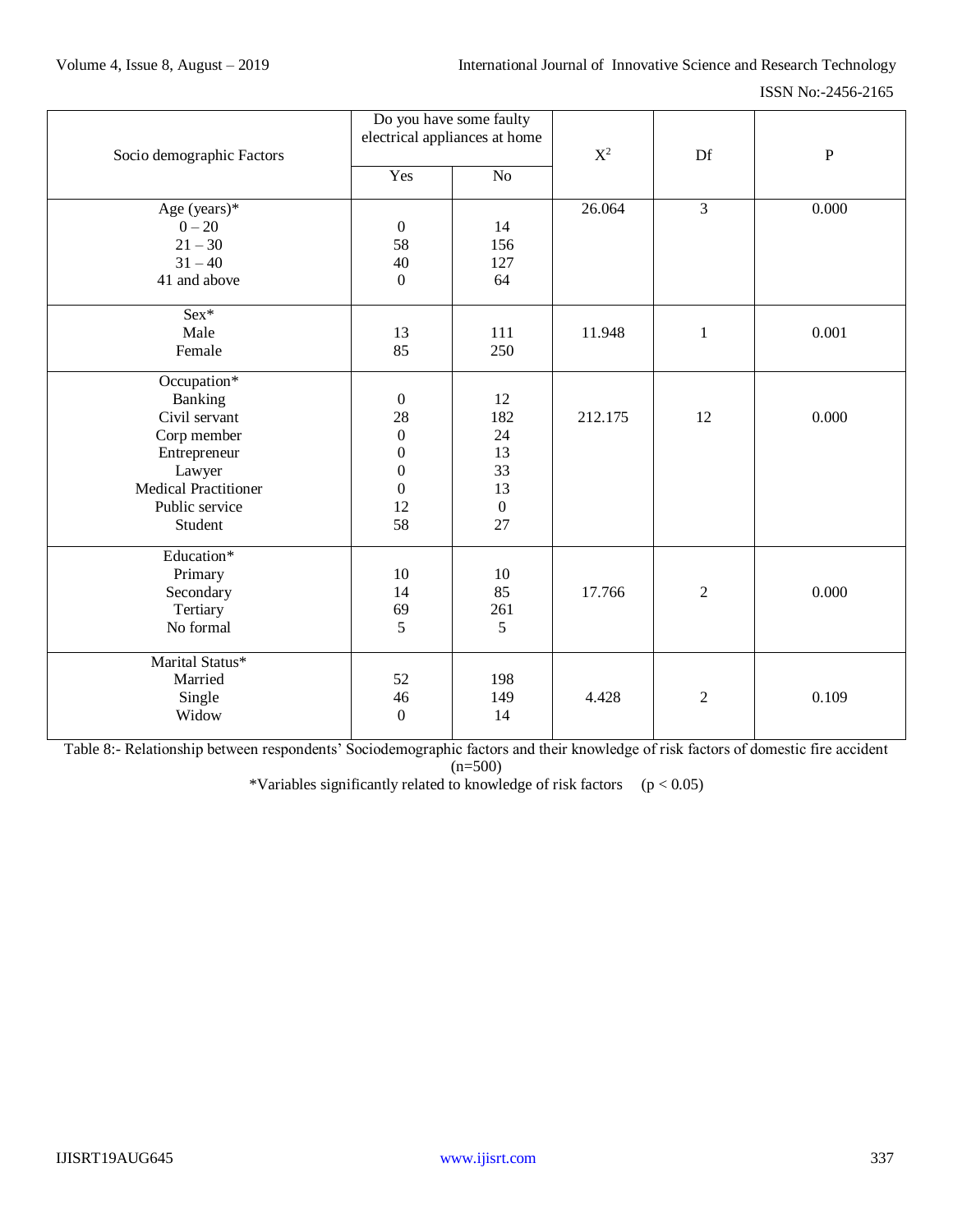| Socio demographic Factors | Do you have some faulty electrical appliances at home | | $X^2$ | Df | P |
|---|---|---|---|---|---|
| | Yes | No | | | |
| Age (years)* | | | 26.064 | 3 | 0.000 |
| 0 – 20 | 0 | 14 | | | |
| 21 – 30 | 58 | 156 | | | |
| 31 – 40 | 40 | 127 | | | |
| 41 and above | 0 | 64 | | | |
| Sex* | | | | | |
| Male | 13 | 111 | 11.948 | 1 | 0.001 |
| Female | 85 | 250 | | | |
| Occupation* | | | | | |
| Banking | 0 | 12 | | | |
| Civil servant | 28 | 182 | 212.175 | 12 | 0.000 |
| Corp member | 0 | 24 | | | |
| Entrepreneur | 0 | 13 | | | |
| Lawyer | 0 | 33 | | | |
| Medical Practitioner | 0 | 13 | | | |
| Public service | 12 | 0 | | | |
| Student | 58 | 27 | | | |
| Education* | | | | | |
| Primary | 10 | 10 | | | |
| Secondary | 14 | 85 | 17.766 | 2 | 0.000 |
| Tertiary | 69 | 261 | | | |
| No formal | 5 | 5 | | | |
| Marital Status* | | | | | |
| Married | 52 | 198 | | | |
| Single | 46 | 149 | 4.428 | 2 | 0.109 |
| Widow | 0 | 14 | | | |

Table 8:- Relationship between respondents' Sociodemographic factors and their knowledge of risk factors of domestic fire accident (n=500)

*Variables significantly related to knowledge of risk factors ($p < 0.05$)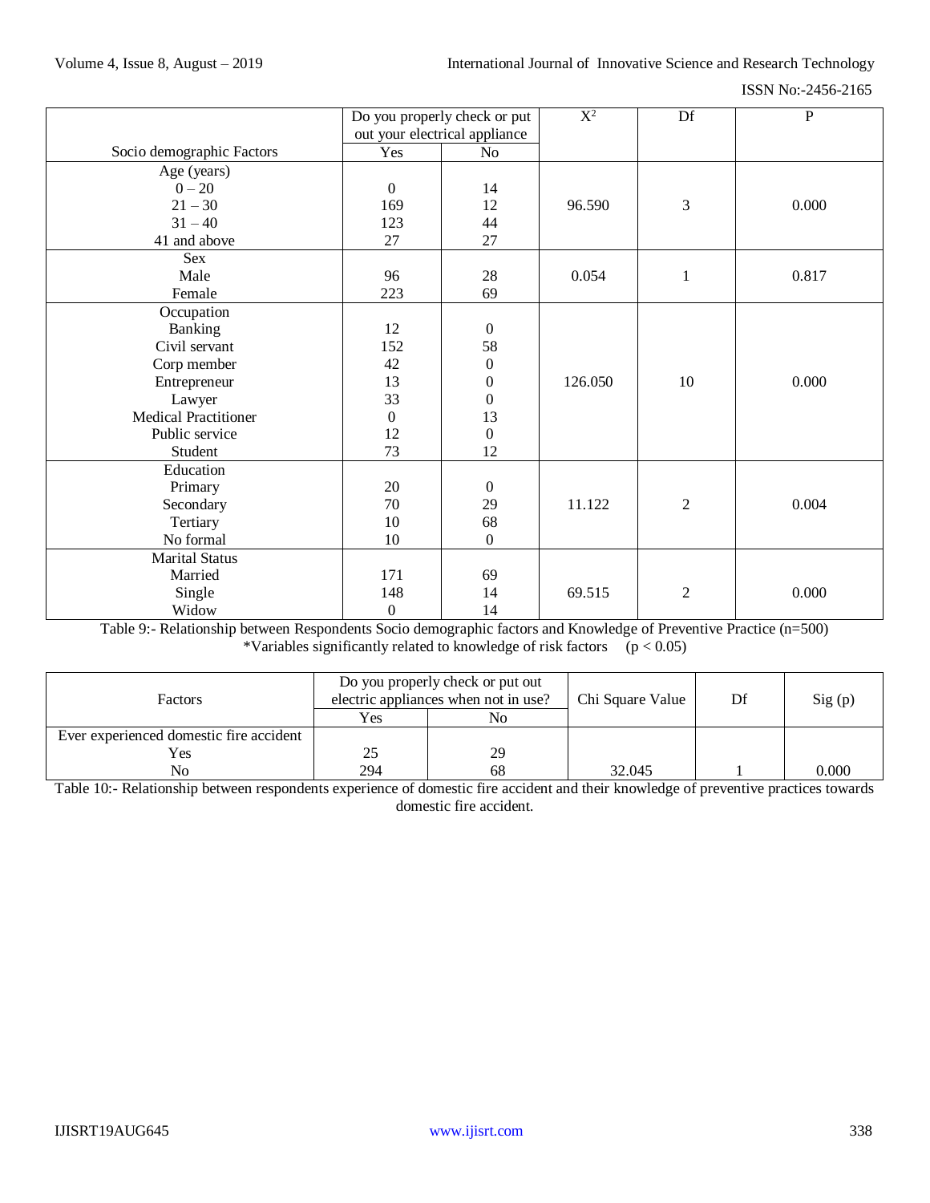| Socio demographic Factors | Do you properly check or put out your electrical appliance | | $X^2$ | Df | P |
|---|---|---|---|---|---|
| | Yes | No | | | |
| Age (years) | | | | | |
| 0 – 20 | 0 | 14 | | | |
| 21 – 30 | 169 | 12 | 96.590 | 3 | 0.000 |
| 31 – 40 | 123 | 44 | | | |
| 41 and above | 27 | 27 | | | |
| Sex | | | | | |
| Male | 96 | 28 | 0.054 | 1 | 0.817 |
| Female | 223 | 69 | | | |
| Occupation | | | | | |
| Banking | 12 | 0 | | | |
| Civil servant | 152 | 58 | | | |
| Corp member | 42 | 0 | | | |
| Entrepreneur | 13 | 0 | 126.050 | 10 | 0.000 |
| Lawyer | 33 | 0 | | | |
| Medical Practitioner | 0 | 13 | | | |
| Public service | 12 | 0 | | | |
| Student | 73 | 12 | | | |
| Education | | | | | |
| Primary | 20 | 0 | | | |
| Secondary | 70 | 29 | 11.122 | 2 | 0.004 |
| Tertiary | 10 | 68 | | | |
| No formal | 10 | 0 | | | |
| Marital Status | | | | | |
| Married | 171 | 69 | | | |
| Single | 148 | 14 | 69.515 | 2 | 0.000 |
| Widow | 0 | 14 | | | |

Table 9:- Relationship between Respondents Socio demographic factors and Knowledge of Preventive Practice (n=500)
*Variables significantly related to knowledge of risk factors ($p < 0.05$)

| Factors | Do you properly check or put out electric appliances when not in use? | | Chi Square Value | Df | Sig (p) |
|---|---|---|---|---|---|
| | Yes | No | | | |
| Ever experienced domestic fire accident | | | | | |
| Yes | 25 | 29 | | | |
| No | 294 | 68 | 32.045 | 1 | 0.000 |

Table 10:- Relationship between respondents experience of domestic fire accident and their knowledge of preventive practices towards domestic fire accident.